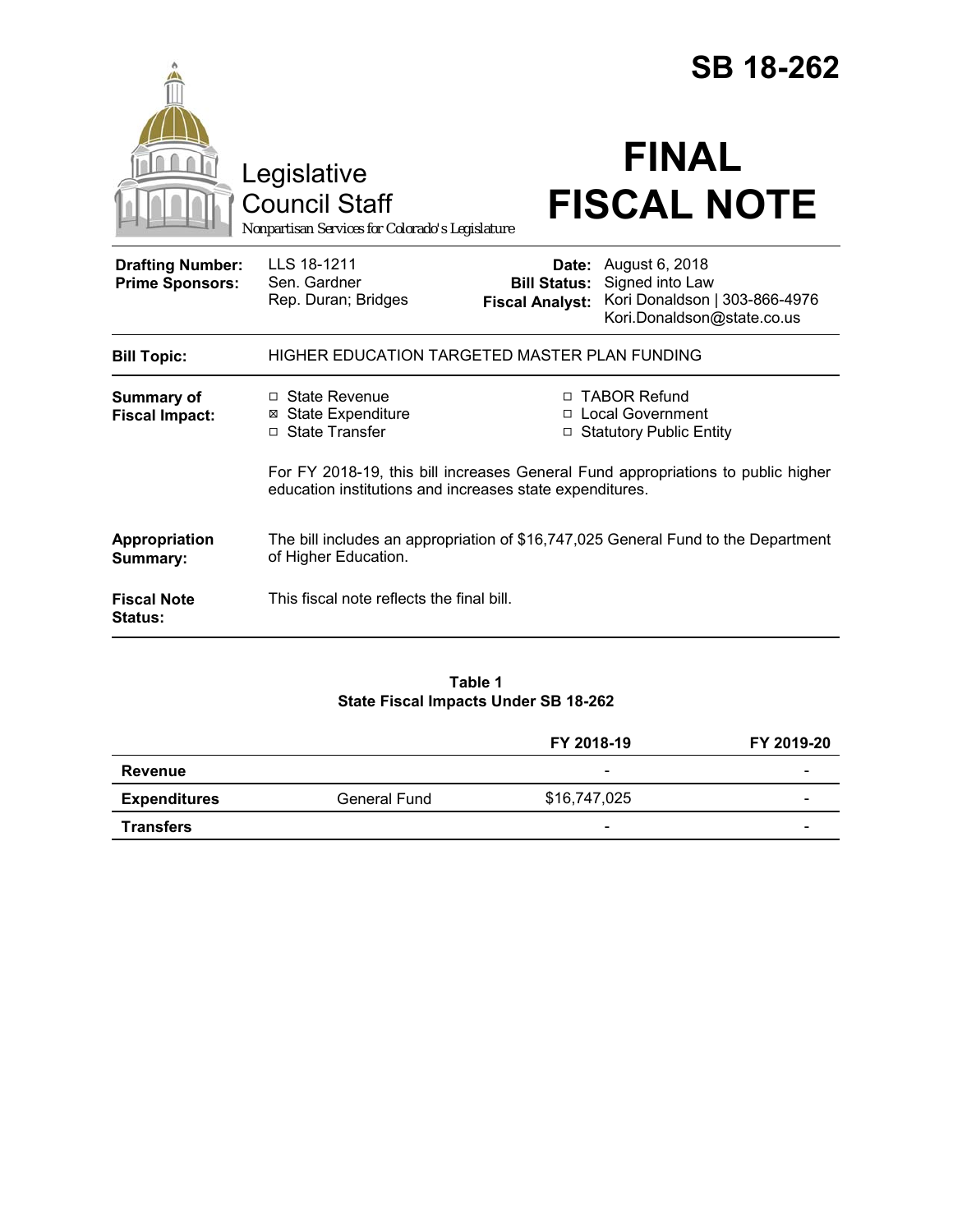# SB 18-262

Legislative Council Staff

*Nonpartisan Services for Colorado's Legislature*

# FINAL FISCAL NOTE

| | | | |
|---|---|---|---|
| **Drafting Number:** | LLS 18-1211 | **Date:** | August 6, 2018 |
| **Prime Sponsors:** | Sen. Gardner<br>Rep. Duran; Bridges | **Bill Status:** | Signed into Law |
| | | **Fiscal Analyst:** | Kori Donaldson \| 303-866-4976<br>Kori.Donaldson@state.co.us |

| | |
|---|---|
| **Bill Topic:** | HIGHER EDUCATION TARGETED MASTER PLAN FUNDING |
| **Summary of Fiscal Impact:** | ☐ State Revenue<br>☒ State Expenditure<br>☐ State Transfer<br>☐ TABOR Refund<br>☐ Local Government<br>☐ Statutory Public Entity<br><br>For FY 2018-19, this bill increases General Fund appropriations to public higher education institutions and increases state expenditures. |
| **Appropriation Summary:** | The bill includes an appropriation of $16,747,025 General Fund to the Department of Higher Education. |
| **Fiscal Note Status:** | This fiscal note reflects the final bill. |

**Table 1**
**State Fiscal Impacts Under SB 18-262**

| | | FY 2018-19 | FY 2019-20 |
|---|---|---|---|
| **Revenue** | | - | - |
| **Expenditures** | General Fund | $16,747,025 | - |
| **Transfers** | | - | - |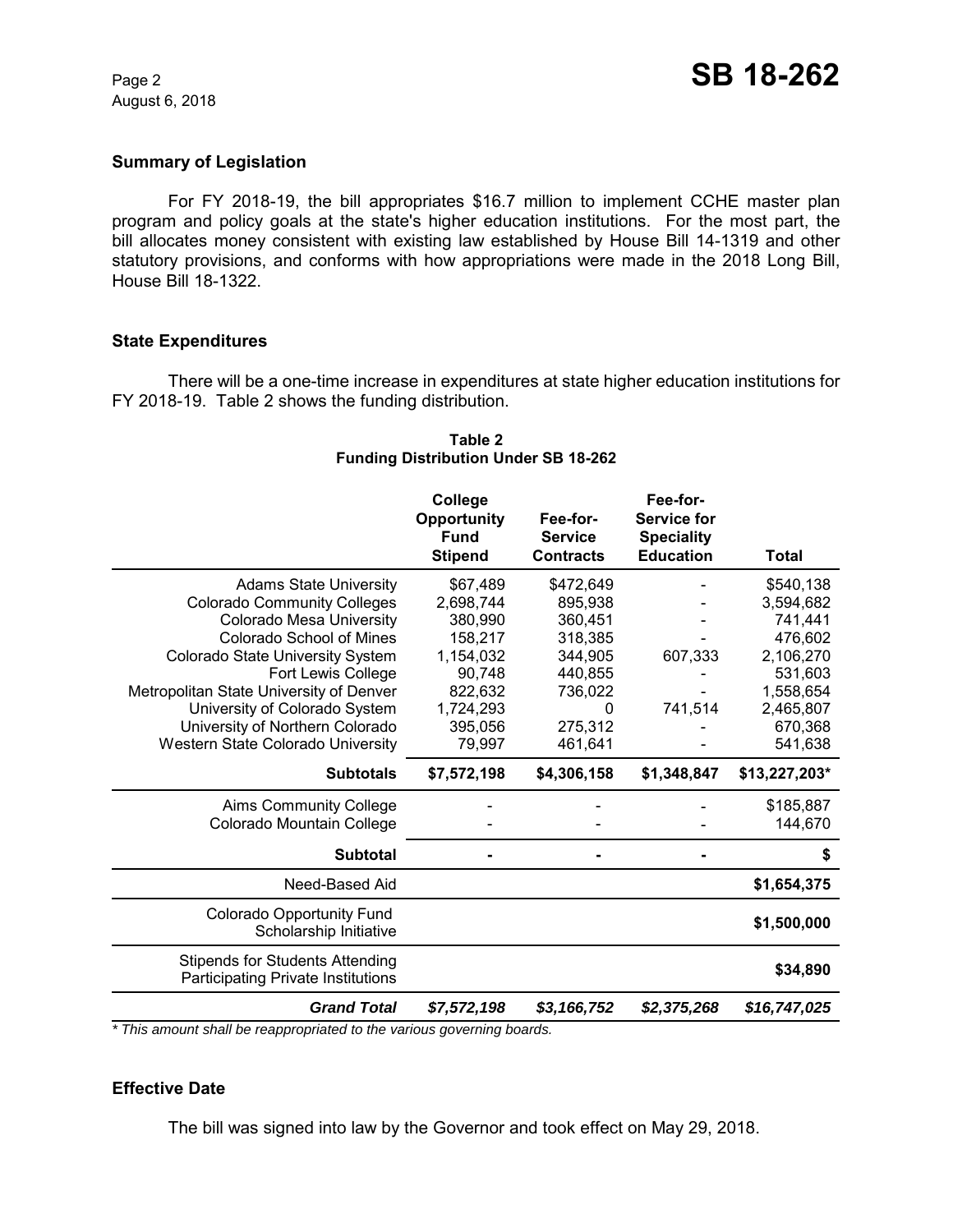## Summary of Legislation

For FY 2018-19, the bill appropriates $16.7 million to implement CCHE master plan program and policy goals at the state's higher education institutions. For the most part, the bill allocates money consistent with existing law established by House Bill 14-1319 and other statutory provisions, and conforms with how appropriations were made in the 2018 Long Bill, House Bill 18-1322.

## State Expenditures

There will be a one-time increase in expenditures at state higher education institutions for FY 2018-19. Table 2 shows the funding distribution.

**Table 2**
**Funding Distribution Under SB 18-262**

| | College Opportunity Fund Stipend | Fee-for-Service Contracts | Fee-for-Service for Speciality Education | Total |
|---|---|---|---|---|
| Adams State University | $67,489 | $472,649 | - | $540,138 |
| Colorado Community Colleges | 2,698,744 | 895,938 | - | 3,594,682 |
| Colorado Mesa University | 380,990 | 360,451 | - | 741,441 |
| Colorado School of Mines | 158,217 | 318,385 | - | 476,602 |
| Colorado State University System | 1,154,032 | 344,905 | 607,333 | 2,106,270 |
| Fort Lewis College | 90,748 | 440,855 | - | 531,603 |
| Metropolitan State University of Denver | 822,632 | 736,022 | - | 1,558,654 |
| University of Colorado System | 1,724,293 | 0 | 741,514 | 2,465,807 |
| University of Northern Colorado | 395,056 | 275,312 | - | 670,368 |
| Western State Colorado University | 79,997 | 461,641 | - | 541,638 |
| **Subtotals** | **$7,572,198** | **$4,306,158** | **$1,348,847** | **$13,227,203*** |
| Aims Community College | - | - | - | $185,887 |
| Colorado Mountain College | - | - | - | 144,670 |
| **Subtotal** | **-** | **-** | **-** | **$** |
| Need-Based Aid | | | | **$1,654,375** |
| Colorado Opportunity Fund Scholarship Initiative | | | | **$1,500,000** |
| Stipends for Students Attending Participating Private Institutions | | | | **$34,890** |
| ***Grand Total*** | ***$7,572,198*** | ***$3,166,752*** | ***$2,375,268*** | ***$16,747,025*** |

*\* This amount shall be reappropriated to the various governing boards.*

## Effective Date

The bill was signed into law by the Governor and took effect on May 29, 2018.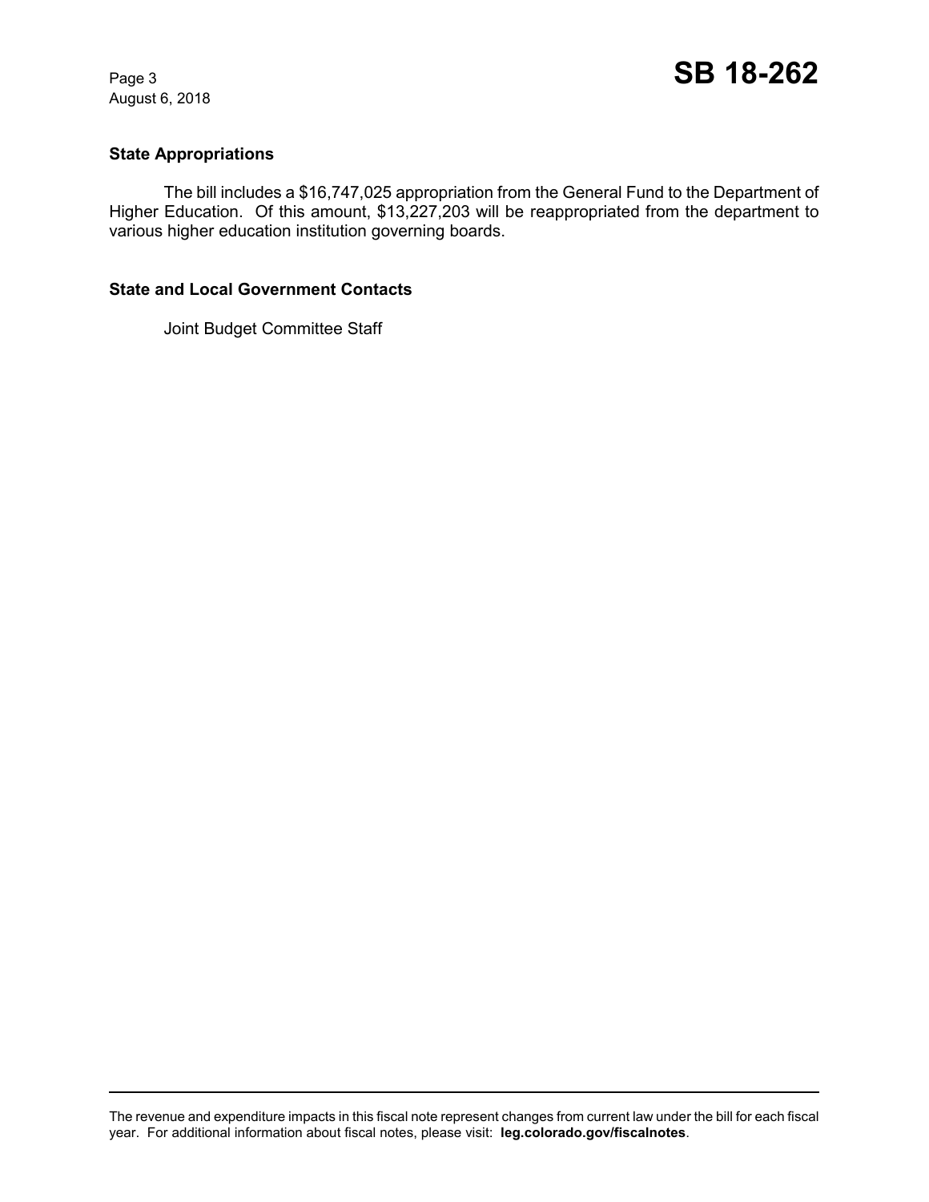## State Appropriations

The bill includes a $16,747,025 appropriation from the General Fund to the Department of Higher Education. Of this amount, $13,227,203 will be reappropriated from the department to various higher education institution governing boards.

## State and Local Government Contacts

Joint Budget Committee Staff

The revenue and expenditure impacts in this fiscal note represent changes from current law under the bill for each fiscal year. For additional information about fiscal notes, please visit: **leg.colorado.gov/fiscalnotes**.